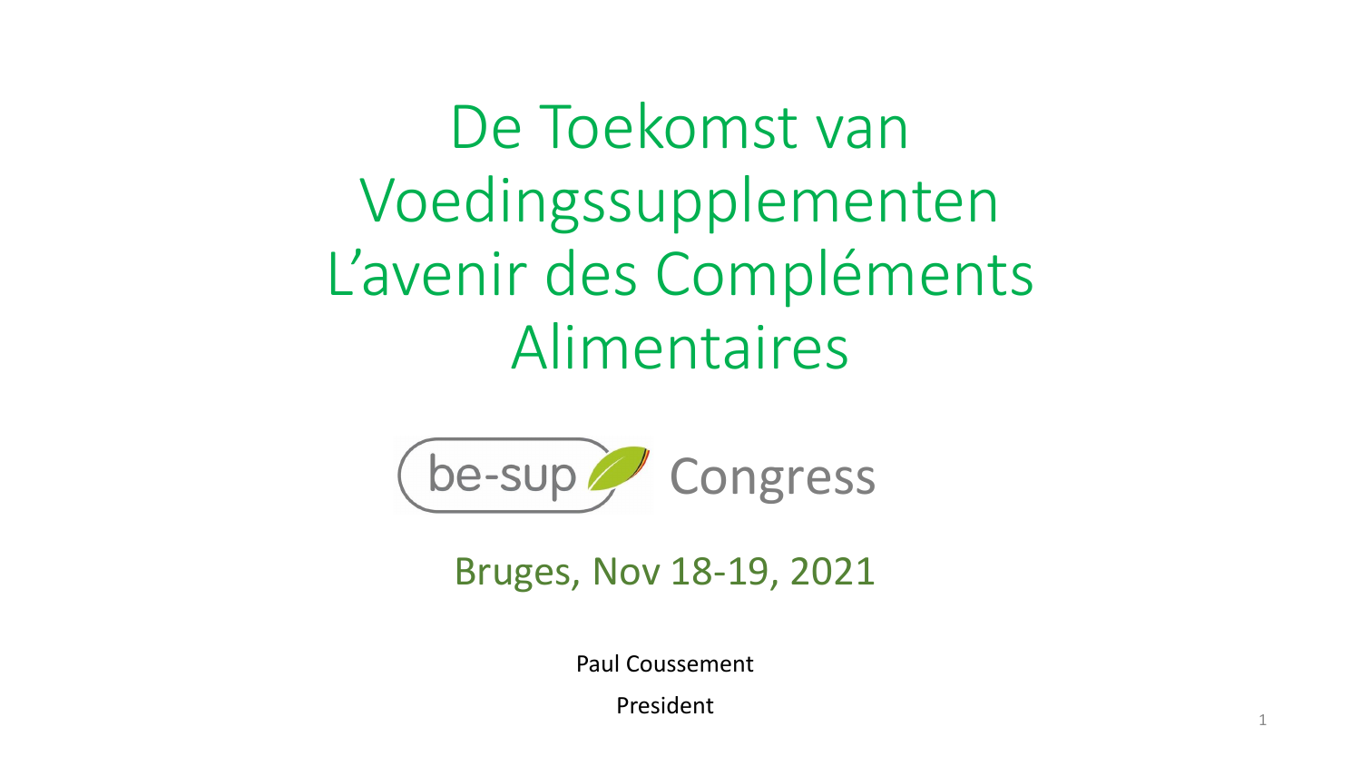# De Toekomst van Voedingssupplementen
# L'avenir des Compléments Alimentaires

be-sup Congress

Bruges, Nov 18-19, 2021

Paul Coussement

President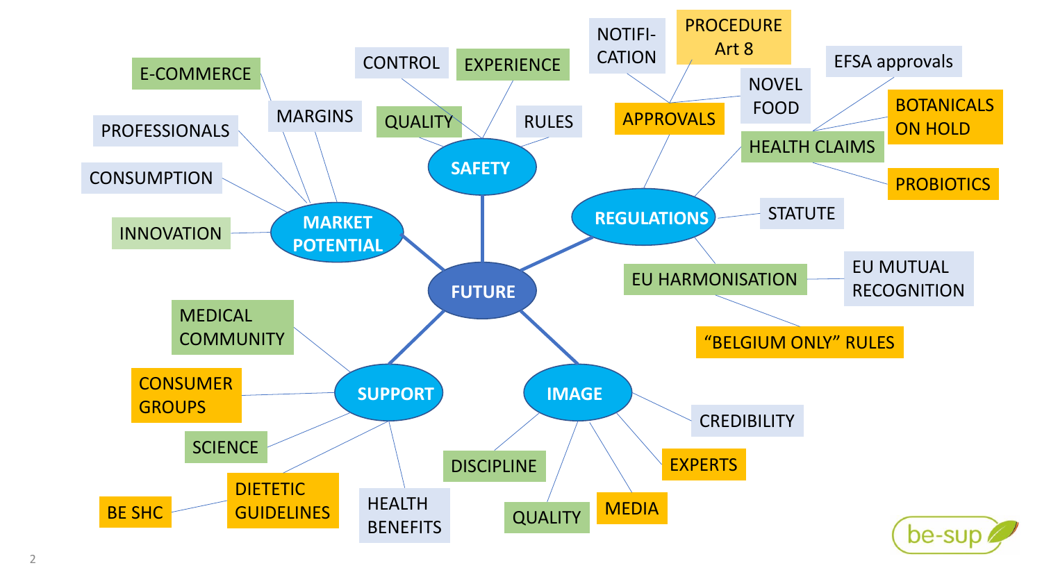# FUTURE

## SAFETY
- CONTROL
- EXPERIENCE
- QUALITY
- RULES

## REGULATIONS
- APPROVALS
  - NOTIFI-CATION
  - PROCEDURE Art 8
  - NOVEL FOOD
- HEALTH CLAIMS
  - EFSA approvals
  - BOTANICALS ON HOLD
  - PROBIOTICS
- STATUTE
- EU HARMONISATION
  - EU MUTUAL RECOGNITION
  - "BELGIUM ONLY" RULES

## IMAGE
- CREDIBILITY
- EXPERTS
- MEDIA
- QUALITY
- DISCIPLINE

## SUPPORT
- MEDICAL COMMUNITY
- CONSUMER GROUPS
- SCIENCE
- DIETETIC GUIDELINES
  - BE SHC
- HEALTH BENEFITS

## MARKET POTENTIAL
- MARGINS
  - E-COMMERCE
- PROFESSIONALS
- CONSUMPTION
- INNOVATION

be-sup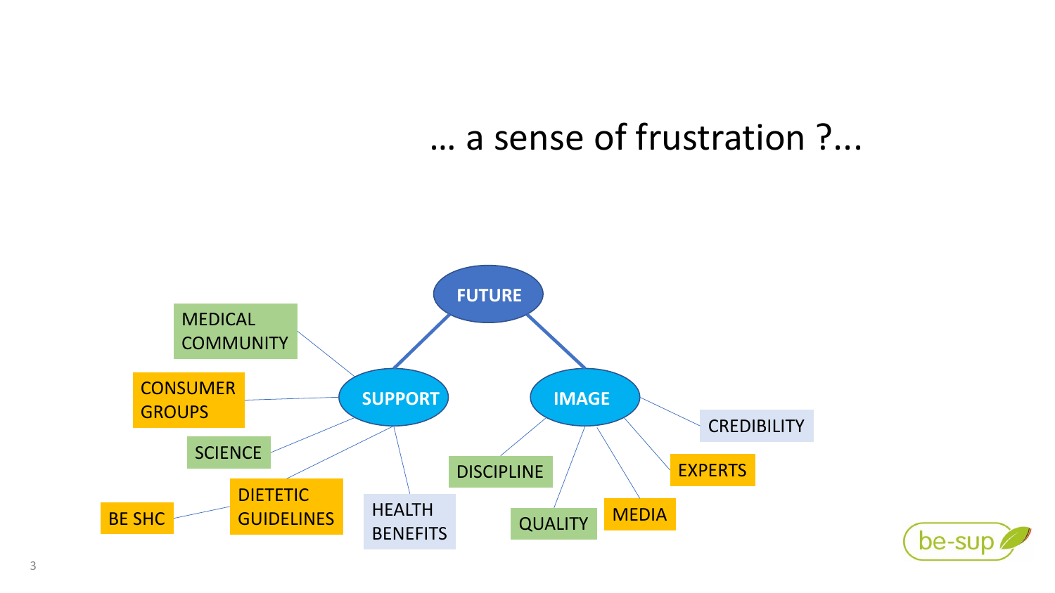# … a sense of frustration ?...

- **FUTURE**
  - **SUPPORT**
    - MEDICAL COMMUNITY
    - CONSUMER GROUPS
    - SCIENCE
    - DIETETIC GUIDELINES
      - BE SHC
    - HEALTH BENEFITS
  - **IMAGE**
    - CREDIBILITY
    - DISCIPLINE
    - QUALITY
    - MEDIA
    - EXPERTS

be-sup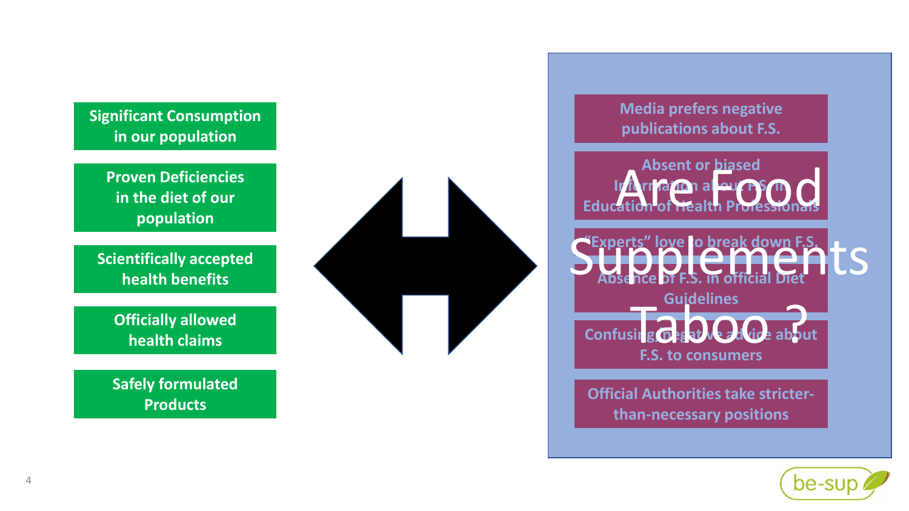# Are Food Supplements Taboo ?

- Significant Consumption in our population
- Proven Deficiencies in the diet of our population
- Scientifically accepted health benefits
- Officially allowed health claims
- Safely formulated Products

↔

- Media prefers negative publications about F.S.
- Absent or biased Information about F.S. in Education of Health Professionals
- "Experts" love to break down F.S.
- Absence of F.S. in official Diet Guidelines
- Confusing/negative advice about F.S. to consumers
- Official Authorities take stricter-than-necessary positions

be-sup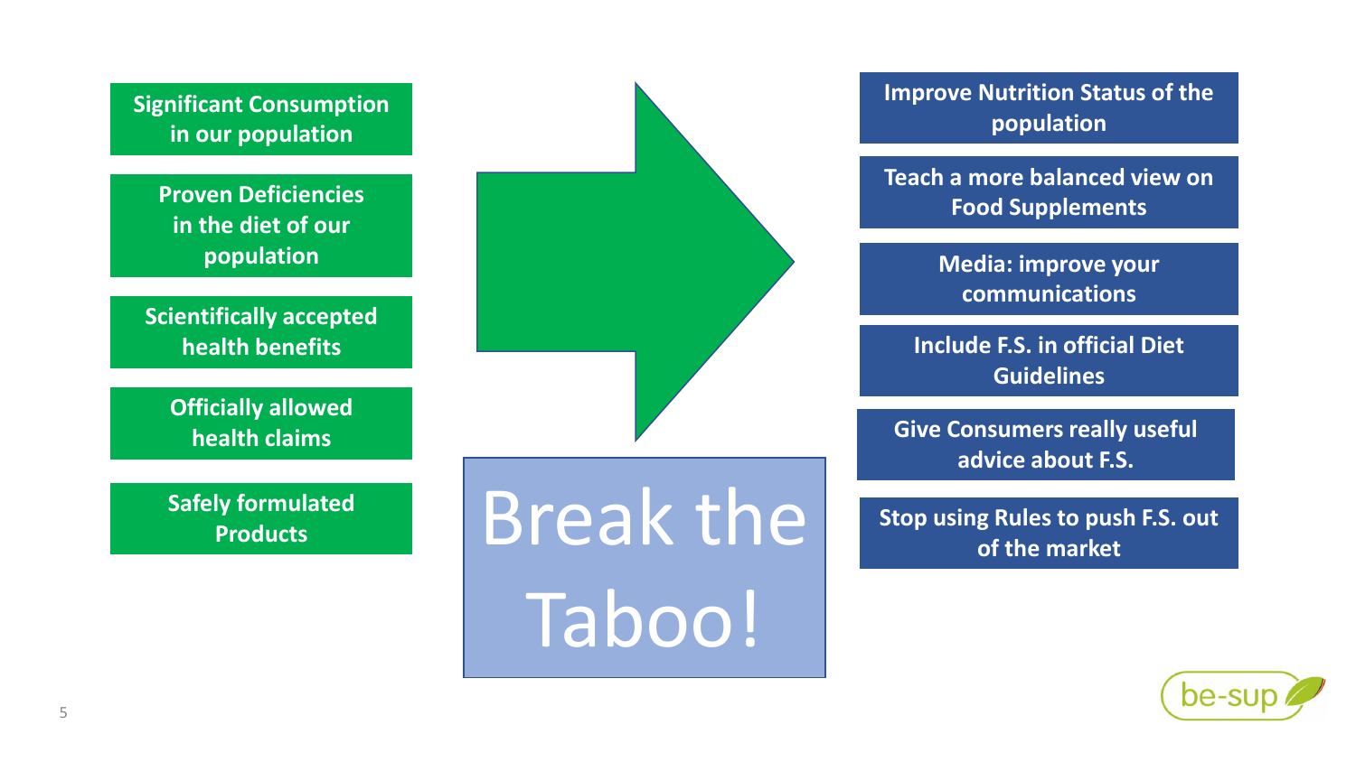- Significant Consumption in our population
- Proven Deficiencies in the diet of our population
- Scientifically accepted health benefits
- Officially allowed health claims
- Safely formulated Products

# Break the Taboo!

- Improve Nutrition Status of the population
- Teach a more balanced view on Food Supplements
- Media: improve your communications
- Include F.S. in official Diet Guidelines
- Give Consumers really useful advice about F.S.
- Stop using Rules to push F.S. out of the market

be-sup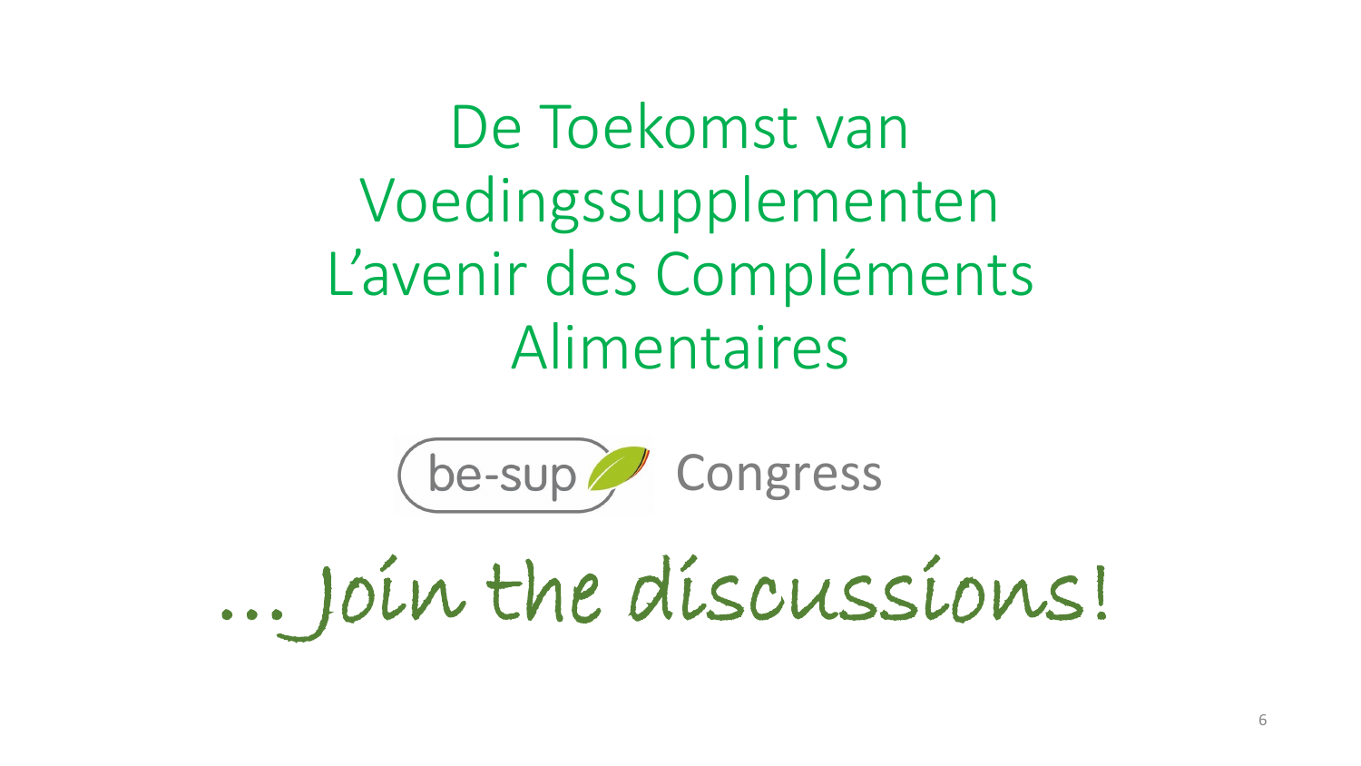# De Toekomst van Voedingssupplementen
# L’avenir des Compléments Alimentaires

be-sup Congress

…Join the discussions!